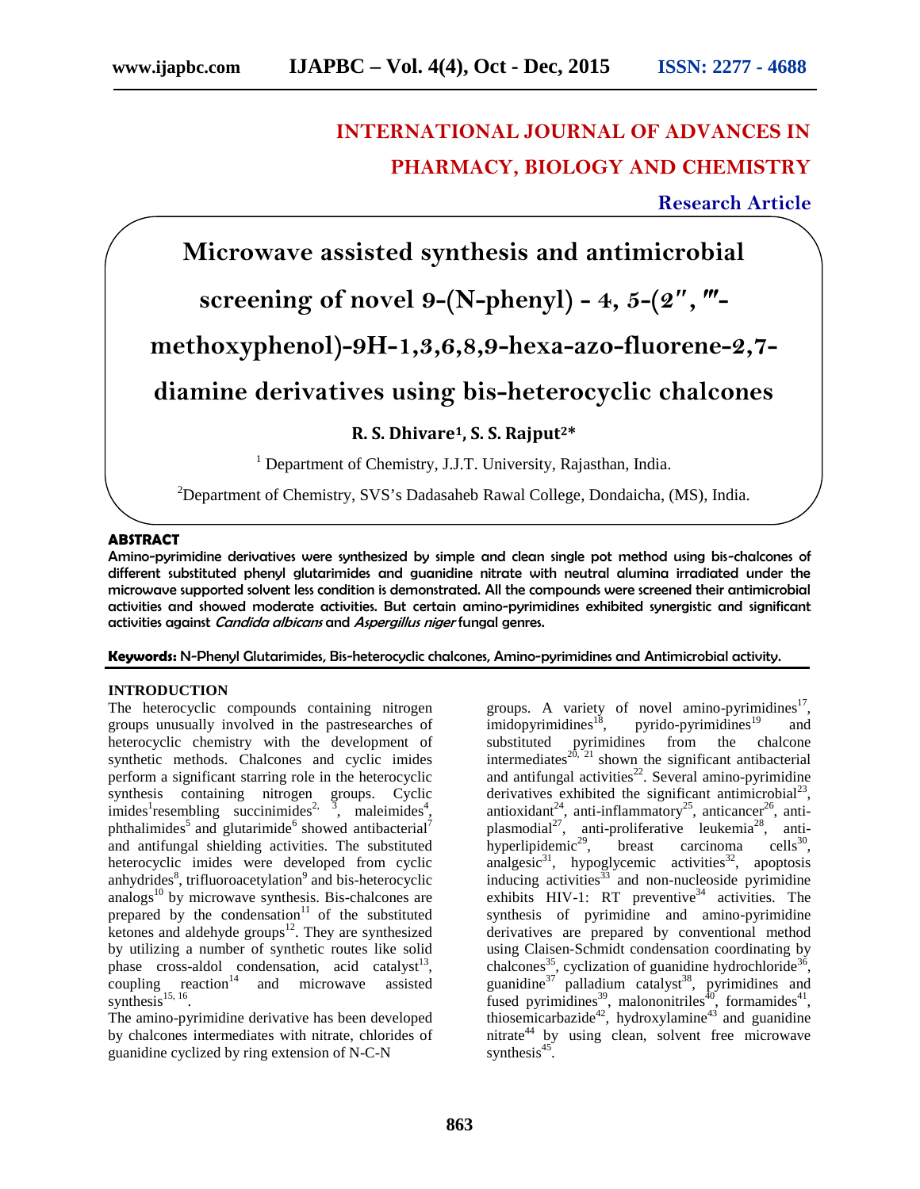# INTERNATIONAL JOURNAL OF ADVANCES IN PHARMACY, BIOLOGY AND CHEMISTRY

**Research Article**

# Microwave assisted synthesis and antimicrobial screening of novel 9-(N-phenyl) - 4, 5-(2″, ‴-methoxyphenol)-9H-1,3,6,8,9-hexa-azo-fluorene-2,7-diamine derivatives using bis-heterocyclic chalcones

**R. S. Dhivare[1], S. S. Rajput[2]***

[1] Department of Chemistry, J.J.T. University, Rajasthan, India.

[2] Department of Chemistry, SVS's Dadasaheb Rawal College, Dondaicha, (MS), India.

## ABSTRACT

Amino-pyrimidine derivatives were synthesized by simple and clean single pot method using bis-chalcones of different substituted phenyl glutarimides and guanidine nitrate with neutral alumina irradiated under the microwave supported solvent less condition is demonstrated. All the compounds were screened their antimicrobial activities and showed moderate activities. But certain amino-pyrimidines exhibited synergistic and significant activities against *Candida albicans* and *Aspergillus niger* fungal genres.

**Keywords:** N-Phenyl Glutarimides, Bis-heterocyclic chalcones, Amino-pyrimidines and Antimicrobial activity.

## INTRODUCTION

The heterocyclic compounds containing nitrogen groups unusually involved in the pastresearches of heterocyclic chemistry with the development of synthetic methods. Chalcones and cyclic imides perform a significant starring role in the heterocyclic synthesis containing nitrogen groups. Cyclic imides[1]resembling succinimides[2, 3], maleimides[4], phthalimides[5] and glutarimide[6] showed antibacterial[7] and antifungal shielding activities. The substituted heterocyclic imides were developed from cyclic anhydrides[8], trifluoroacetylation[9] and bis-heterocyclic analogs[10] by microwave synthesis. Bis-chalcones are prepared by the condensation[11] of the substituted ketones and aldehyde groups[12]. They are synthesized by utilizing a number of synthetic routes like solid phase cross-aldol condensation, acid catalyst[13], coupling reaction[14] and microwave assisted synthesis[15, 16].

The amino-pyrimidine derivative has been developed by chalcones intermediates with nitrate, chlorides of guanidine cyclized by ring extension of N-C-N groups. A variety of novel amino-pyrimidines[17], imidopyrimidines[18], pyrido-pyrimidines[19] and substituted pyrimidines from the chalcone intermediates[20, 21] shown the significant antibacterial and antifungal activities[22]. Several amino-pyrimidine derivatives exhibited the significant antimicrobial[23], antioxidant[24], anti-inflammatory[25], anticancer[26], anti-plasmodial[27], anti-proliferative leukemia[28], anti-hyperlipidemic[29], breast carcinoma cells[30], analgesic[31], hypoglycemic activities[32], apoptosis inducing activities[33] and non-nucleoside pyrimidine exhibits HIV-1: RT preventive[34] activities. The synthesis of pyrimidine and amino-pyrimidine derivatives are prepared by conventional method using Claisen-Schmidt condensation coordinating by chalcones[35], cyclization of guanidine hydrochloride[36], guanidine[37] palladium catalyst[38], pyrimidines and fused pyrimidines[39], malononitriles[40], formamides[41], thiosemicarbazide[42], hydroxylamine[43] and guanidine nitrate[44] by using clean, solvent free microwave synthesis[45].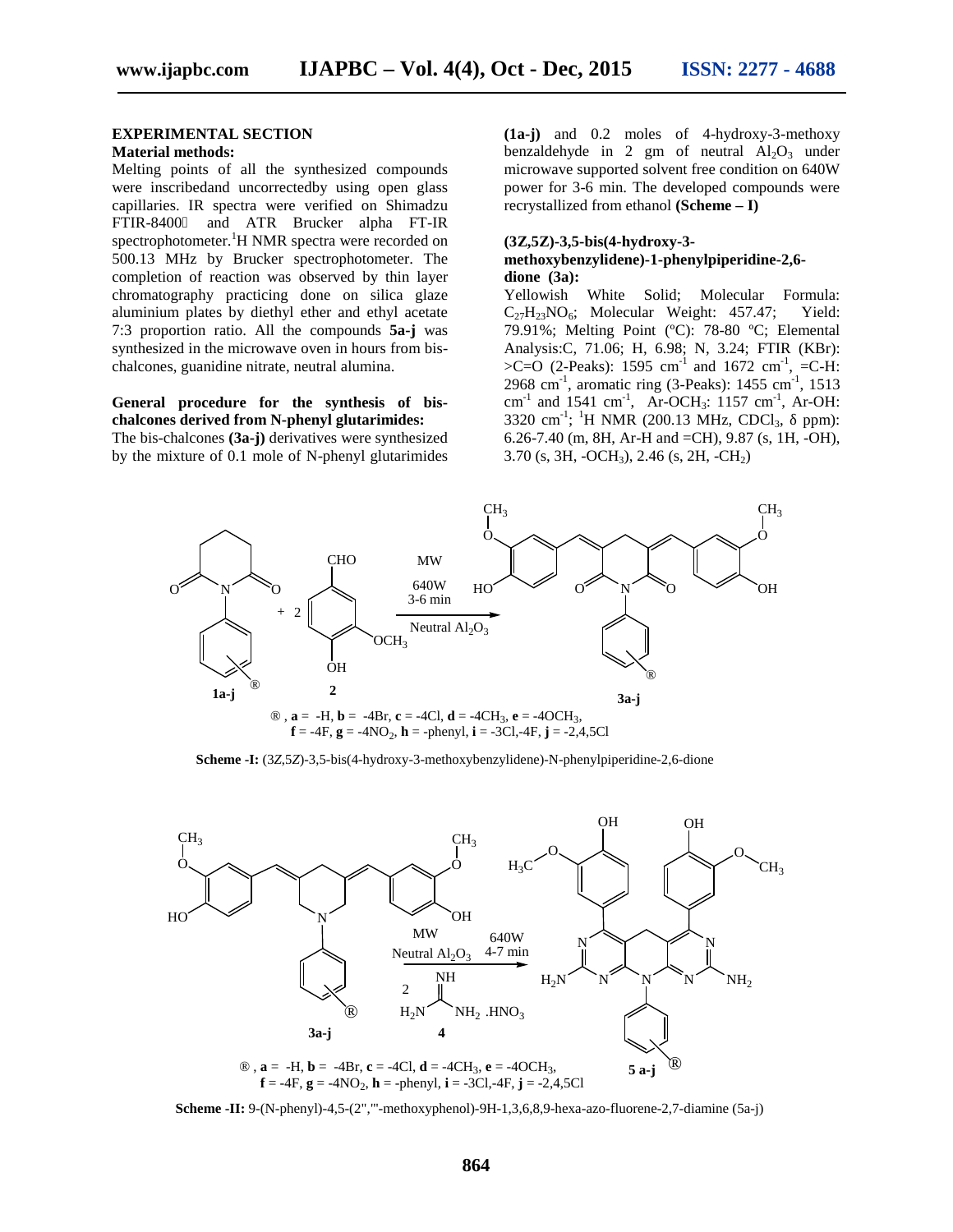## EXPERIMENTAL SECTION

### Material methods:

Melting points of all the synthesized compounds were inscribedand uncorrectedby using open glass capillaries. IR spectra were verified on Shimadzu FTIR-8400 and ATR Brucker alpha FT-IR spectrophotometer.$^{1}$H NMR spectra were recorded on 500.13 MHz by Brucker spectrophotometer. The completion of reaction was observed by thin layer chromatography practicing done on silica glaze aluminium plates by diethyl ether and ethyl acetate 7:3 proportion ratio. All the compounds **5a-j** was synthesized in the microwave oven in hours from bis-chalcones, guanidine nitrate, neutral alumina.

### General procedure for the synthesis of bis-chalcones derived from N-phenyl glutarimides:

The bis-chalcones **(3a-j)** derivatives were synthesized by the mixture of 0.1 mole of N-phenyl glutarimides **(1a-j)** and 0.2 moles of 4-hydroxy-3-methoxy benzaldehyde in 2 gm of neutral $Al_2O_3$ under microwave supported solvent free condition on 640W power for 3-6 min. The developed compounds were recrystallized from ethanol **(Scheme – I)**

### (3Z,5Z)-3,5-bis(4-hydroxy-3-methoxybenzylidene)-1-phenylpiperidine-2,6-dione (3a):

Yellowish White Solid; Molecular Formula: $C_{27}H_{23}NO_6$; Molecular Weight: 457.47; Yield: 79.91%; Melting Point (ºC): 78-80 ºC; Elemental Analysis:C, 71.06; H, 6.98; N, 3.24; FTIR (KBr): >C=O (2-Peaks): 1595 $cm^{-1}$ and 1672 $cm^{-1}$, =C-H: 2968 $cm^{-1}$, aromatic ring (3-Peaks): 1455 $cm^{-1}$, 1513 $cm^{-1}$ and 1541 $cm^{-1}$, Ar-OCH$_3$: 1157 $cm^{-1}$, Ar-OH: 3320 $cm^{-1}$; $^{1}$H NMR (200.13 MHz, $CDCl_3$, δ ppm): 6.26-7.40 (m, 8H, Ar-H and =CH), 9.87 (s, 1H, -OH), 3.70 (s, 3H, -OCH$_3$), 2.46 (s, 2H, -CH$_2$)

®, **a** = -H, **b** = -4Br, **c** = -4Cl, **d** = -4CH$_3$, **e** = -4OCH$_3$, **f** = -4F, **g** = -4NO$_2$, **h** = -phenyl, **i** = -3Cl,-4F, **j** = -2,4,5Cl

**Scheme -I:** (3Z,5Z)-3,5-bis(4-hydroxy-3-methoxybenzylidene)-N-phenylpiperidine-2,6-dione

®, **a** = -H, **b** = -4Br, **c** = -4Cl, **d** = -4CH$_3$, **e** = -4OCH$_3$, **f** = -4F, **g** = -4NO$_2$, **h** = -phenyl, **i** = -3Cl,-4F, **j** = -2,4,5Cl

**Scheme -II:** 9-(N-phenyl)-4,5-(2'',''-methoxyphenol)-9H-1,3,6,8,9-hexa-azo-fluorene-2,7-diamine (5a-j)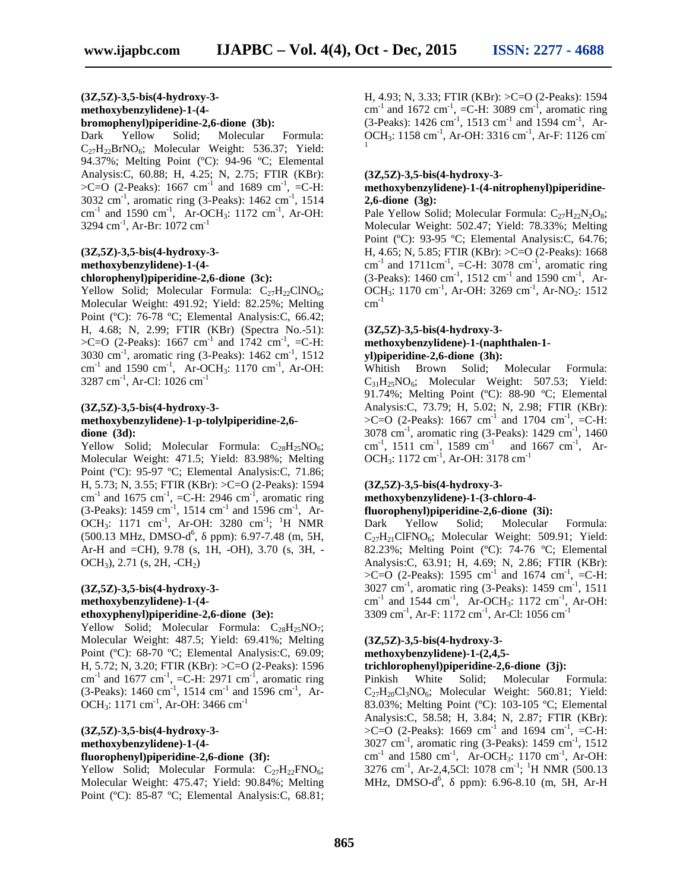**(3Z,5Z)-3,5-bis(4-hydroxy-3-methoxybenzylidene)-1-(4-bromophenyl)piperidine-2,6-dione (3b):**
Dark Yellow Solid; Molecular Formula: $C_{27}H_{22}BrNO_6$; Molecular Weight: 536.37; Yield: 94.37%; Melting Point (ºC): 94-96 ºC; Elemental Analysis:C, 60.88; H, 4.25; N, 2.75; FTIR (KBr): >C=O (2-Peaks): 1667 $cm^{-1}$ and 1689 $cm^{-1}$, =C-H: 3032 $cm^{-1}$, aromatic ring (3-Peaks): 1462 $cm^{-1}$, 1514 $cm^{-1}$ and 1590 $cm^{-1}$, Ar-$OCH_3$: 1172 $cm^{-1}$, Ar-OH: 3294 $cm^{-1}$, Ar-Br: 1072 $cm^{-1}$

**(3Z,5Z)-3,5-bis(4-hydroxy-3-methoxybenzylidene)-1-(4-chlorophenyl)piperidine-2,6-dione (3c):**
Yellow Solid; Molecular Formula: $C_{27}H_{22}ClNO_6$; Molecular Weight: 491.92; Yield: 82.25%; Melting Point (ºC): 76-78 ºC; Elemental Analysis:C, 66.42; H, 4.68; N, 2.99; FTIR (KBr) (Spectra No.-51): >C=O (2-Peaks): 1667 $cm^{-1}$ and 1742 $cm^{-1}$, =C-H: 3030 $cm^{-1}$, aromatic ring (3-Peaks): 1462 $cm^{-1}$, 1512 $cm^{-1}$ and 1590 $cm^{-1}$, Ar-$OCH_3$: 1170 $cm^{-1}$, Ar-OH: 3287 $cm^{-1}$, Ar-Cl: 1026 $cm^{-1}$

**(3Z,5Z)-3,5-bis(4-hydroxy-3-methoxybenzylidene)-1-p-tolylpiperidine-2,6-dione (3d):**
Yellow Solid; Molecular Formula: $C_{28}H_{25}NO_6$; Molecular Weight: 471.5; Yield: 83.98%; Melting Point (ºC): 95-97 ºC; Elemental Analysis:C, 71.86; H, 5.73; N, 3.55; FTIR (KBr): >C=O (2-Peaks): 1594 $cm^{-1}$ and 1675 $cm^{-1}$, =C-H: 2946 $cm^{-1}$, aromatic ring (3-Peaks): 1459 $cm^{-1}$, 1514 $cm^{-1}$ and 1596 $cm^{-1}$, Ar-$OCH_3$: 1171 $cm^{-1}$, Ar-OH: 3280 $cm^{-1}$; $^1$H NMR (500.13 MHz, DMSO-$d^6$, δ ppm): 6.97-7.48 (m, 5H, Ar-H and =CH), 9.78 (s, 1H, -OH), 3.70 (s, 3H, -$OCH_3$), 2.71 (s, 2H, -$CH_2$)

**(3Z,5Z)-3,5-bis(4-hydroxy-3-methoxybenzylidene)-1-(4-ethoxyphenyl)piperidine-2,6-dione (3e):**
Yellow Solid; Molecular Formula: $C_{28}H_{25}NO_7$; Molecular Weight: 487.5; Yield: 69.41%; Melting Point (ºC): 68-70 ºC; Elemental Analysis:C, 69.09; H, 5.72; N, 3.20; FTIR (KBr): >C=O (2-Peaks): 1596 $cm^{-1}$ and 1677 $cm^{-1}$, =C-H: 2971 $cm^{-1}$, aromatic ring (3-Peaks): 1460 $cm^{-1}$, 1514 $cm^{-1}$ and 1596 $cm^{-1}$, Ar-$OCH_3$: 1171 $cm^{-1}$, Ar-OH: 3466 $cm^{-1}$

**(3Z,5Z)-3,5-bis(4-hydroxy-3-methoxybenzylidene)-1-(4-fluorophenyl)piperidine-2,6-dione (3f):**
Yellow Solid; Molecular Formula: $C_{27}H_{22}FNO_6$; Molecular Weight: 475.47; Yield: 90.84%; Melting Point (ºC): 85-87 ºC; Elemental Analysis:C, 68.81; H, 4.93; N, 3.33; FTIR (KBr): >C=O (2-Peaks): 1594 $cm^{-1}$ and 1672 $cm^{-1}$, =C-H: 3089 $cm^{-1}$, aromatic ring (3-Peaks): 1426 $cm^{-1}$, 1513 $cm^{-1}$ and 1594 $cm^{-1}$, Ar-$OCH_3$: 1158 $cm^{-1}$, Ar-OH: 3316 $cm^{-1}$, Ar-F: 1126 $cm^{-1}$

**(3Z,5Z)-3,5-bis(4-hydroxy-3-methoxybenzylidene)-1-(4-nitrophenyl)piperidine-2,6-dione (3g):**
Pale Yellow Solid; Molecular Formula: $C_{27}H_{22}N_2O_8$; Molecular Weight: 502.47; Yield: 78.33%; Melting Point (ºC): 93-95 ºC; Elemental Analysis:C, 64.76; H, 4.65; N, 5.85; FTIR (KBr): >C=O (2-Peaks): 1668 $cm^{-1}$ and 1711$cm^{-1}$, =C-H: 3078 $cm^{-1}$, aromatic ring (3-Peaks): 1460 $cm^{-1}$, 1512 $cm^{-1}$ and 1590 $cm^{-1}$, Ar-$OCH_3$: 1170 $cm^{-1}$, Ar-OH: 3269 $cm^{-1}$, Ar-$NO_2$: 1512 $cm^{-1}$

**(3Z,5Z)-3,5-bis(4-hydroxy-3-methoxybenzylidene)-1-(naphthalen-1-yl)piperidine-2,6-dione (3h):**
Whitish Brown Solid; Molecular Formula: $C_{31}H_{25}NO_6$; Molecular Weight: 507.53; Yield: 91.74%; Melting Point (ºC): 88-90 ºC; Elemental Analysis:C, 73.79; H, 5.02; N, 2.98; FTIR (KBr): >C=O (2-Peaks): 1667 $cm^{-1}$ and 1704 $cm^{-1}$, =C-H: 3078 $cm^{-1}$, aromatic ring (3-Peaks): 1429 $cm^{-1}$, 1460 $cm^{-1}$, 1511 $cm^{-1}$, 1589 $cm^{-1}$ and 1667 $cm^{-1}$, Ar-$OCH_3$: 1172 $cm^{-1}$, Ar-OH: 3178 $cm^{-1}$

**(3Z,5Z)-3,5-bis(4-hydroxy-3-methoxybenzylidene)-1-(3-chloro-4-fluorophenyl)piperidine-2,6-dione (3i):**
Dark Yellow Solid; Molecular Formula: $C_{27}H_{21}ClFNO_6$; Molecular Weight: 509.91; Yield: 82.23%; Melting Point (ºC): 74-76 ºC; Elemental Analysis:C, 63.91; H, 4.69; N, 2.86; FTIR (KBr): >C=O (2-Peaks): 1595 $cm^{-1}$ and 1674 $cm^{-1}$, =C-H: 3027 $cm^{-1}$, aromatic ring (3-Peaks): 1459 $cm^{-1}$, 1511 $cm^{-1}$ and 1544 $cm^{-1}$, Ar-$OCH_3$: 1172 $cm^{-1}$, Ar-OH: 3309 $cm^{-1}$, Ar-F: 1172 $cm^{-1}$, Ar-Cl: 1056 $cm^{-1}$

**(3Z,5Z)-3,5-bis(4-hydroxy-3-methoxybenzylidene)-1-(2,4,5-trichlorophenyl)piperidine-2,6-dione (3j):**
Pinkish White Solid; Molecular Formula: $C_{27}H_{20}Cl_3NO_6$; Molecular Weight: 560.81; Yield: 83.03%; Melting Point (ºC): 103-105 ºC; Elemental Analysis:C, 58.58; H, 3.84; N, 2.87; FTIR (KBr): >C=O (2-Peaks): 1669 $cm^{-1}$ and 1694 $cm^{-1}$, =C-H: 3027 $cm^{-1}$, aromatic ring (3-Peaks): 1459 $cm^{-1}$, 1512 $cm^{-1}$ and 1580 $cm^{-1}$, Ar-$OCH_3$: 1170 $cm^{-1}$, Ar-OH: 3276 $cm^{-1}$, Ar-2,4,5Cl: 1078 $cm^{-1}$; $^1$H NMR (500.13 MHz, DMSO-$d^6$, δ ppm): 6.96-8.10 (m, 5H, Ar-H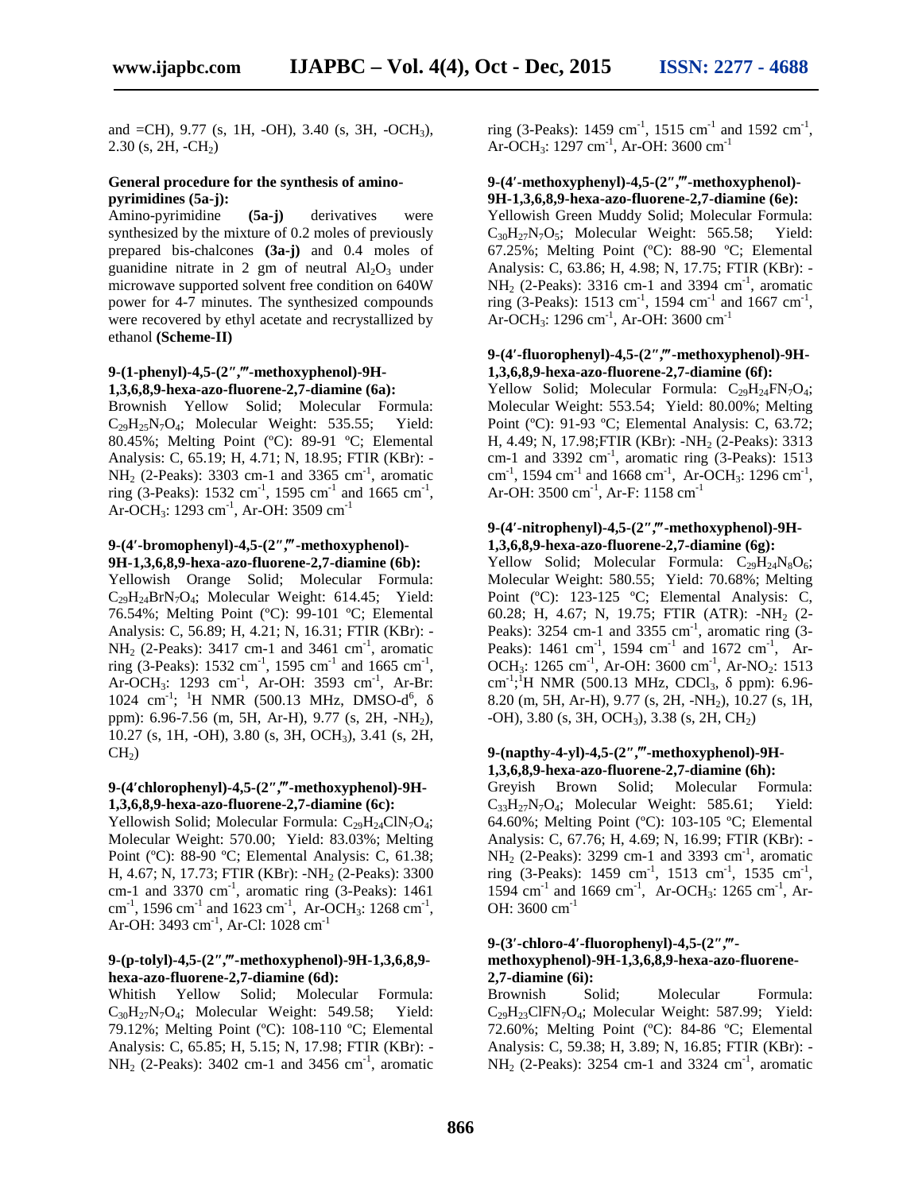and =CH), 9.77 (s, 1H, -OH), 3.40 (s, 3H, $-OCH_3$), 2.30 (s, 2H, $-CH_2$)

**General procedure for the synthesis of amino-pyrimidines (5a-j):**

Amino-pyrimidine **(5a-j)** derivatives were synthesized by the mixture of 0.2 moles of previously prepared bis-chalcones **(3a-j)** and 0.4 moles of guanidine nitrate in 2 gm of neutral $Al_2O_3$ under microwave supported solvent free condition on 640W power for 4-7 minutes. The synthesized compounds were recovered by ethyl acetate and recrystallized by ethanol **(Scheme-II)**

**9-(1-phenyl)-4,5-(2″,‴-methoxyphenol)-9H-1,3,6,8,9-hexa-azo-fluorene-2,7-diamine (6a):**

Brownish Yellow Solid; Molecular Formula: $C_{29}H_{25}N_7O_4$; Molecular Weight: 535.55; Yield: 80.45%; Melting Point (ºC): 89-91 ºC; Elemental Analysis: C, 65.19; H, 4.71; N, 18.95; FTIR (KBr): $-NH_2$ (2-Peaks): 3303 cm-1 and 3365 $cm^{-1}$, aromatic ring (3-Peaks): 1532 $cm^{-1}$, 1595 $cm^{-1}$ and 1665 $cm^{-1}$, Ar-$OCH_3$: 1293 $cm^{-1}$, Ar-OH: 3509 $cm^{-1}$

**9-(4′-bromophenyl)-4,5-(2″,‴-methoxyphenol)-9H-1,3,6,8,9-hexa-azo-fluorene-2,7-diamine (6b):**

Yellowish Orange Solid; Molecular Formula: $C_{29}H_{24}BrN_7O_4$; Molecular Weight: 614.45; Yield: 76.54%; Melting Point (ºC): 99-101 ºC; Elemental Analysis: C, 56.89; H, 4.21; N, 16.31; FTIR (KBr): $-NH_2$ (2-Peaks): 3417 cm-1 and 3461 $cm^{-1}$, aromatic ring (3-Peaks): 1532 $cm^{-1}$, 1595 $cm^{-1}$ and 1665 $cm^{-1}$, Ar-$OCH_3$: 1293 $cm^{-1}$, Ar-OH: 3593 $cm^{-1}$, Ar-Br: 1024 $cm^{-1}$; $^1H$ NMR (500.13 MHz, DMSO-$d^6$, δ ppm): 6.96-7.56 (m, 5H, Ar-H), 9.77 (s, 2H, $-NH_2$), 10.27 (s, 1H, -OH), 3.80 (s, 3H, $OCH_3$), 3.41 (s, 2H, $CH_2$)

**9-(4′chlorophenyl)-4,5-(2″,‴-methoxyphenol)-9H-1,3,6,8,9-hexa-azo-fluorene-2,7-diamine (6c):**

Yellowish Solid; Molecular Formula: $C_{29}H_{24}ClN_7O_4$; Molecular Weight: 570.00; Yield: 83.03%; Melting Point (ºC): 88-90 ºC; Elemental Analysis: C, 61.38; H, 4.67; N, 17.73; FTIR (KBr): $-NH_2$ (2-Peaks): 3300 cm-1 and 3370 $cm^{-1}$, aromatic ring (3-Peaks): 1461 $cm^{-1}$, 1596 $cm^{-1}$ and 1623 $cm^{-1}$, Ar-$OCH_3$: 1268 $cm^{-1}$, Ar-OH: 3493 $cm^{-1}$, Ar-Cl: 1028 $cm^{-1}$

**9-(p-tolyl)-4,5-(2″,‴-methoxyphenol)-9H-1,3,6,8,9-hexa-azo-fluorene-2,7-diamine (6d):**

Whitish Yellow Solid; Molecular Formula: $C_{30}H_{27}N_7O_4$; Molecular Weight: 549.58; Yield: 79.12%; Melting Point (ºC): 108-110 ºC; Elemental Analysis: C, 65.85; H, 5.15; N, 17.98; FTIR (KBr): $-NH_2$ (2-Peaks): 3402 cm-1 and 3456 $cm^{-1}$, aromatic ring (3-Peaks): 1459 $cm^{-1}$, 1515 $cm^{-1}$ and 1592 $cm^{-1}$, Ar-$OCH_3$: 1297 $cm^{-1}$, Ar-OH: 3600 $cm^{-1}$

**9-(4′-methoxyphenyl)-4,5-(2″,‴-methoxyphenol)-9H-1,3,6,8,9-hexa-azo-fluorene-2,7-diamine (6e):**

Yellowish Green Muddy Solid; Molecular Formula: $C_{30}H_{27}N_7O_5$; Molecular Weight: 565.58; Yield: 67.25%; Melting Point (ºC): 88-90 ºC; Elemental Analysis: C, 63.86; H, 4.98; N, 17.75; FTIR (KBr): $-NH_2$ (2-Peaks): 3316 cm-1 and 3394 $cm^{-1}$, aromatic ring (3-Peaks): 1513 $cm^{-1}$, 1594 $cm^{-1}$ and 1667 $cm^{-1}$, Ar-$OCH_3$: 1296 $cm^{-1}$, Ar-OH: 3600 $cm^{-1}$

**9-(4′-fluorophenyl)-4,5-(2″,‴-methoxyphenol)-9H-1,3,6,8,9-hexa-azo-fluorene-2,7-diamine (6f):**

Yellow Solid; Molecular Formula: $C_{29}H_{24}FN_7O_4$; Molecular Weight: 553.54; Yield: 80.00%; Melting Point (ºC): 91-93 ºC; Elemental Analysis: C, 63.72; H, 4.49; N, 17.98;FTIR (KBr): $-NH_2$ (2-Peaks): 3313 cm-1 and 3392 $cm^{-1}$, aromatic ring (3-Peaks): 1513 $cm^{-1}$, 1594 $cm^{-1}$ and 1668 $cm^{-1}$, Ar-$OCH_3$: 1296 $cm^{-1}$, Ar-OH: 3500 $cm^{-1}$, Ar-F: 1158 $cm^{-1}$

**9-(4′-nitrophenyl)-4,5-(2″,‴-methoxyphenol)-9H-1,3,6,8,9-hexa-azo-fluorene-2,7-diamine (6g):**

Yellow Solid; Molecular Formula: $C_{29}H_{24}N_8O_6$; Molecular Weight: 580.55; Yield: 70.68%; Melting Point (ºC): 123-125 ºC; Elemental Analysis: C, 60.28; H, 4.67; N, 19.75; FTIR (ATR): $-NH_2$ (2-Peaks): 3254 cm-1 and 3355 $cm^{-1}$, aromatic ring (3-Peaks): 1461 $cm^{-1}$, 1594 $cm^{-1}$ and 1672 $cm^{-1}$, Ar-$OCH_3$: 1265 $cm^{-1}$, Ar-OH: 3600 $cm^{-1}$, Ar-$NO_2$: 1513 $cm^{-1}$; $^1H$ NMR (500.13 MHz, $CDCl_3$, δ ppm): 6.96-8.20 (m, 5H, Ar-H), 9.77 (s, 2H, $-NH_2$), 10.27 (s, 1H, -OH), 3.80 (s, 3H, $OCH_3$), 3.38 (s, 2H, $CH_2$)

**9-(napthy-4-yl)-4,5-(2″,‴-methoxyphenol)-9H-1,3,6,8,9-hexa-azo-fluorene-2,7-diamine (6h):**

Greyish Brown Solid; Molecular Formula: $C_{33}H_{27}N_7O_4$; Molecular Weight: 585.61; Yield: 64.60%; Melting Point (ºC): 103-105 ºC; Elemental Analysis: C, 67.76; H, 4.69; N, 16.99; FTIR (KBr): $-NH_2$ (2-Peaks): 3299 cm-1 and 3393 $cm^{-1}$, aromatic ring (3-Peaks): 1459 $cm^{-1}$, 1513 $cm^{-1}$, 1535 $cm^{-1}$, 1594 $cm^{-1}$ and 1669 $cm^{-1}$, Ar-$OCH_3$: 1265 $cm^{-1}$, Ar-OH: 3600 $cm^{-1}$

**9-(3′-chloro-4′-fluorophenyl)-4,5-(2″,‴-methoxyphenol)-9H-1,3,6,8,9-hexa-azo-fluorene-2,7-diamine (6i):**

Brownish Solid; Molecular Formula: $C_{29}H_{23}ClFN_7O_4$; Molecular Weight: 587.99; Yield: 72.60%; Melting Point (ºC): 84-86 ºC; Elemental Analysis: C, 59.38; H, 3.89; N, 16.85; FTIR (KBr): $-NH_2$ (2-Peaks): 3254 cm-1 and 3324 $cm^{-1}$, aromatic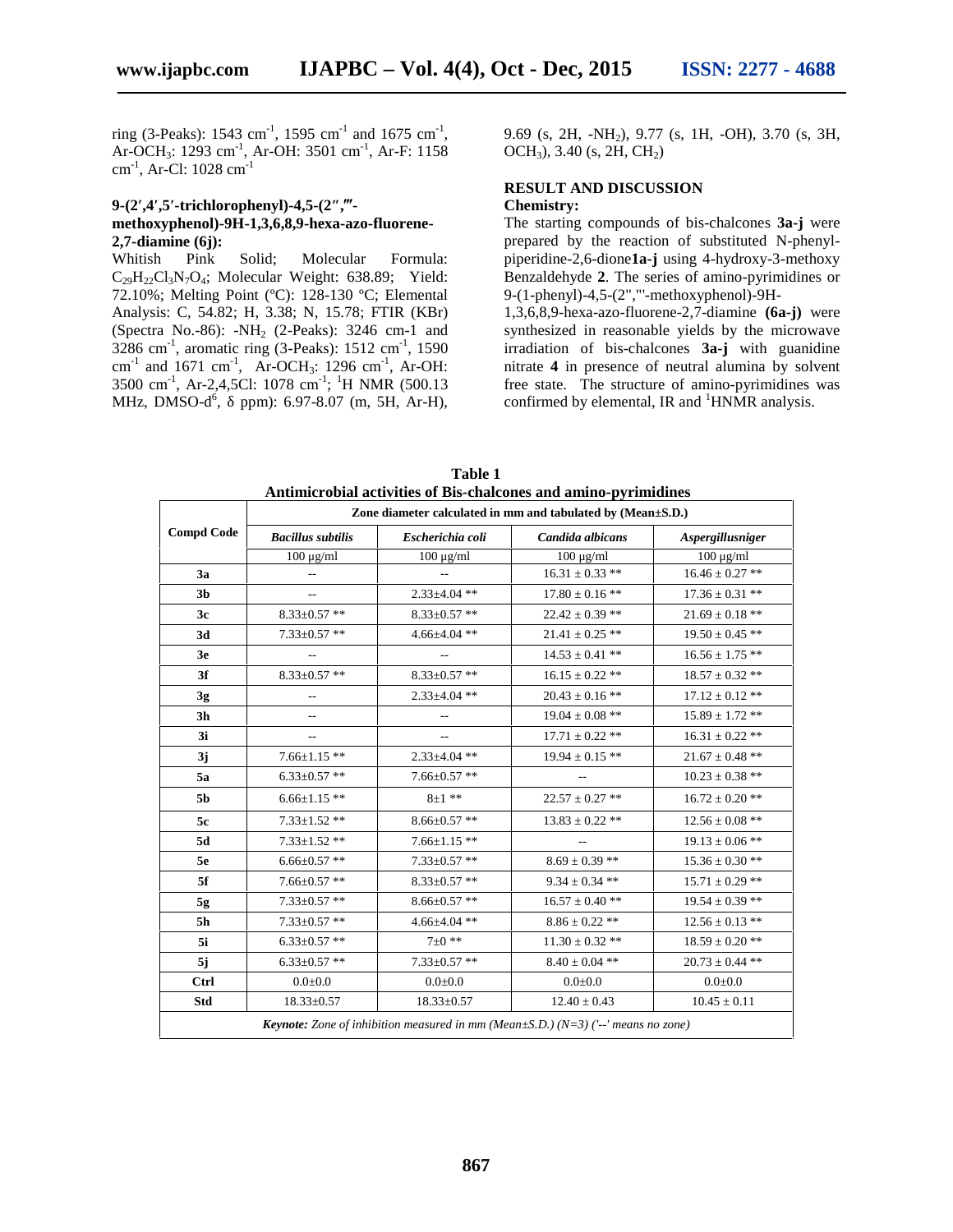ring (3-Peaks): 1543 $cm^{-1}$, 1595 $cm^{-1}$ and 1675 $cm^{-1}$, Ar-$OCH_3$: 1293 $cm^{-1}$, Ar-OH: 3501 $cm^{-1}$, Ar-F: 1158 $cm^{-1}$, Ar-Cl: 1028 $cm^{-1}$

**9-(2′,4′,5′-trichlorophenyl)-4,5-(2″,‴-methoxyphenol)-9H-1,3,6,8,9-hexa-azo-fluorene-2,7-diamine (6j):**

Whitish Pink Solid; Molecular Formula: $C_{29}H_{22}Cl_3N_7O_4$; Molecular Weight: 638.89; Yield: 72.10%; Melting Point (ºC): 128-130 ºC; Elemental Analysis: C, 54.82; H, 3.38; N, 15.78; FTIR (KBr) (Spectra No.-86): -$NH_2$ (2-Peaks): 3246 cm-1 and 3286 $cm^{-1}$, aromatic ring (3-Peaks): 1512 $cm^{-1}$, 1590 $cm^{-1}$ and 1671 $cm^{-1}$, Ar-$OCH_3$: 1296 $cm^{-1}$, Ar-OH: 3500 $cm^{-1}$, Ar-2,4,5Cl: 1078 $cm^{-1}$; $^1$H NMR (500.13 MHz, DMSO-$d^6$, δ ppm): 6.97-8.07 (m, 5H, Ar-H), 9.69 (s, 2H, -$NH_2$), 9.77 (s, 1H, -OH), 3.70 (s, 3H, $OCH_3$), 3.40 (s, 2H, $CH_2$)

## RESULT AND DISCUSSION

### Chemistry:

The starting compounds of bis-chalcones **3a-j** were prepared by the reaction of substituted N-phenyl-piperidine-2,6-dione**1a-j** using 4-hydroxy-3-methoxy Benzaldehyde **2**. The series of amino-pyrimidines or 9-(1-phenyl)-4,5-(2",'''-methoxyphenol)-9H-1,3,6,8,9-hexa-azo-fluorene-2,7-diamine **(6a-j)** were synthesized in reasonable yields by the microwave irradiation of bis-chalcones **3a-j** with guanidine nitrate **4** in presence of neutral alumina by solvent free state. The structure of amino-pyrimidines was confirmed by elemental, IR and $^1$HNMR analysis.

**Table 1**
**Antimicrobial activities of Bis-chalcones and amino-pyrimidines**

| Compd Code | Zone diameter calculated in mm and tabulated by (Mean±S.D.) | | | |
|---|---|---|---|---|
| | *Bacillus subtilis* | *Escherichia coli* | *Candida albicans* | *Aspergillusniger* |
| | 100 µg/ml | 100 µg/ml | 100 µg/ml | 100 µg/ml |
| **3a** | -- | -- | 16.31 ± 0.33 ** | 16.46 ± 0.27 ** |
| **3b** | -- | 2.33±4.04 ** | 17.80 ± 0.16 ** | 17.36 ± 0.31 ** |
| **3c** | 8.33±0.57 ** | 8.33±0.57 ** | 22.42 ± 0.39 ** | 21.69 ± 0.18 ** |
| **3d** | 7.33±0.57 ** | 4.66±4.04 ** | 21.41 ± 0.25 ** | 19.50 ± 0.45 ** |
| **3e** | -- | -- | 14.53 ± 0.41 ** | 16.56 ± 1.75 ** |
| **3f** | 8.33±0.57 ** | 8.33±0.57 ** | 16.15 ± 0.22 ** | 18.57 ± 0.32 ** |
| **3g** | -- | 2.33±4.04 ** | 20.43 ± 0.16 ** | 17.12 ± 0.12 ** |
| **3h** | -- | -- | 19.04 ± 0.08 ** | 15.89 ± 1.72 ** |
| **3i** | -- | -- | 17.71 ± 0.22 ** | 16.31 ± 0.22 ** |
| **3j** | 7.66±1.15 ** | 2.33±4.04 ** | 19.94 ± 0.15 ** | 21.67 ± 0.48 ** |
| **5a** | 6.33±0.57 ** | 7.66±0.57 ** | -- | 10.23 ± 0.38 ** |
| **5b** | 6.66±1.15 ** | 8±1 ** | 22.57 ± 0.27 ** | 16.72 ± 0.20 ** |
| **5c** | 7.33±1.52 ** | 8.66±0.57 ** | 13.83 ± 0.22 ** | 12.56 ± 0.08 ** |
| **5d** | 7.33±1.52 ** | 7.66±1.15 ** | -- | 19.13 ± 0.06 ** |
| **5e** | 6.66±0.57 ** | 7.33±0.57 ** | 8.69 ± 0.39 ** | 15.36 ± 0.30 ** |
| **5f** | 7.66±0.57 ** | 8.33±0.57 ** | 9.34 ± 0.34 ** | 15.71 ± 0.29 ** |
| **5g** | 7.33±0.57 ** | 8.66±0.57 ** | 16.57 ± 0.40 ** | 19.54 ± 0.39 ** |
| **5h** | 7.33±0.57 ** | 4.66±4.04 ** | 8.86 ± 0.22 ** | 12.56 ± 0.13 ** |
| **5i** | 6.33±0.57 ** | 7±0 ** | 11.30 ± 0.32 ** | 18.59 ± 0.20 ** |
| **5j** | 6.33±0.57 ** | 7.33±0.57 ** | 8.40 ± 0.04 ** | 20.73 ± 0.44 ** |
| **Ctrl** | 0.0±0.0 | 0.0±0.0 | 0.0±0.0 | 0.0±0.0 |
| **Std** | 18.33±0.57 | 18.33±0.57 | 12.40 ± 0.43 | 10.45 ± 0.11 |

***Keynote:** Zone of inhibition measured in mm (Mean±S.D.) (N=3) ('--' means no zone)*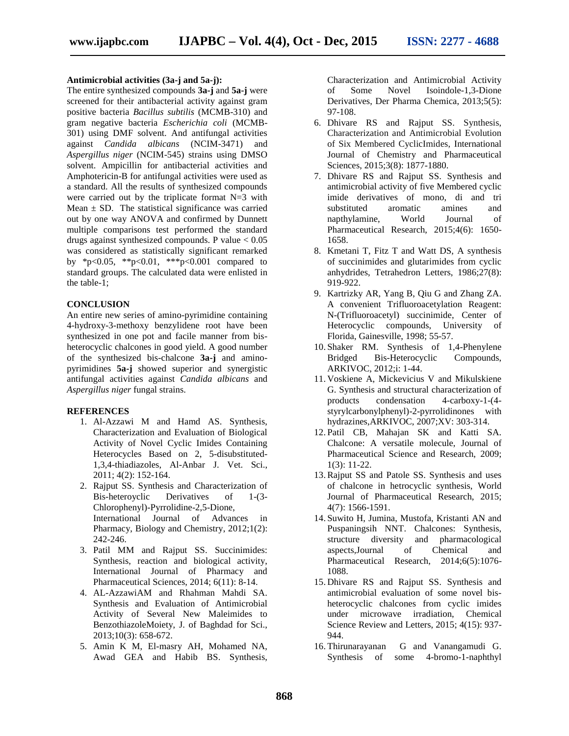### Antimicrobial activities (3a-j and 5a-j):

The entire synthesized compounds **3a-j** and **5a-j** were screened for their antibacterial activity against gram positive bacteria *Bacillus subtilis* (MCMB-310) and gram negative bacteria *Escherichia coli* (MCMB-301) using DMF solvent. And antifungal activities against *Candida albicans* (NCIM-3471) and *Aspergillus niger* (NCIM-545) strains using DMSO solvent. Ampicillin for antibacterial activities and Amphotericin-B for antifungal activities were used as a standard. All the results of synthesized compounds were carried out by the triplicate format N=3 with Mean ± SD. The statistical significance was carried out by one way ANOVA and confirmed by Dunnett multiple comparisons test performed the standard drugs against synthesized compounds. P value $< 0.05$ was considered as statistically significant remarked by *$p<0.05$, **$p<0.01$, ***$p<0.001$ compared to standard groups. The calculated data were enlisted in the table-1;

## CONCLUSION

An entire new series of amino-pyrimidine containing 4-hydroxy-3-methoxy benzylidene root have been synthesized in one pot and facile manner from bis-heterocyclic chalcones in good yield. A good number of the synthesized bis-chalcone **3a-j** and amino-pyrimidines **5a-j** showed superior and synergistic antifungal activities against *Candida albicans* and *Aspergillus niger* fungal strains.

## REFERENCES

1. Al-Azzawi M and Hamd AS. Synthesis, Characterization and Evaluation of Biological Activity of Novel Cyclic Imides Containing Heterocycles Based on 2, 5-disubstituted-1,3,4-thiadiazoles, Al-Anbar J. Vet. Sci., 2011; 4(2): 152-164.
2. Rajput SS. Synthesis and Characterization of Bis-heteroyclic Derivatives of 1-(3-Chlorophenyl)-Pyrrolidine-2,5-Dione, International Journal of Advances in Pharmacy, Biology and Chemistry, 2012;1(2): 242-246.
3. Patil MM and Rajput SS. Succinimides: Synthesis, reaction and biological activity, International Journal of Pharmacy and Pharmaceutical Sciences, 2014; 6(11): 8-14.
4. AL-AzzawiAM and Rhahman Mahdi SA. Synthesis and Evaluation of Antimicrobial Activity of Several New Maleimides to BenzothiazoleMoiety, J. of Baghdad for Sci., 2013;10(3): 658-672.
5. Amin K M, El-masry AH, Mohamed NA, Awad GEA and Habib BS. Synthesis, Characterization and Antimicrobial Activity of Some Novel Isoindole-1,3-Dione Derivatives, Der Pharma Chemica, 2013;5(5): 97-108.
6. Dhivare RS and Rajput SS. Synthesis, Characterization and Antimicrobial Evolution of Six Membered CyclicImides, International Journal of Chemistry and Pharmaceutical Sciences, 2015;3(8): 1877-1880.
7. Dhivare RS and Rajput SS. Synthesis and antimicrobial activity of five Membered cyclic imide derivatives of mono, di and tri substituted aromatic amines and napthylamine, World Journal of Pharmaceutical Research, 2015;4(6): 1650-1658.
8. Kmetani T, Fitz T and Watt DS, A synthesis of succinimides and glutarimides from cyclic anhydrides, Tetrahedron Letters, 1986;27(8): 919-922.
9. Kartrizky AR, Yang B, Qiu G and Zhang ZA. A convenient Trifluoroacetylation Reagent: N-(Trifluoroacetyl) succinimide, Center of Heterocyclic compounds, University of Florida, Gainesville, 1998; 55-57.
10. Shaker RM. Synthesis of 1,4-Phenylene Bridged Bis-Heterocyclic Compounds, ARKIVOC, 2012;i: 1-44.
11. Voskiene A, Mickevicius V and Mikulskiene G. Synthesis and structural characterization of products condensation 4-carboxy-1-(4-styrylcarbonylphenyl)-2-pyrrolidinones with hydrazines,ARKIVOC, 2007;XV: 303-314.
12. Patil CB, Mahajan SK and Katti SA. Chalcone: A versatile molecule, Journal of Pharmaceutical Science and Research, 2009; 1(3): 11-22.
13. Rajput SS and Patole SS. Synthesis and uses of chalcone in hetrocyclic synthesis, World Journal of Pharmaceutical Research, 2015; 4(7): 1566-1591.
14. Suwito H, Jumina, Mustofa, Kristanti AN and Puspaningsih NNT. Chalcones: Synthesis, structure diversity and pharmacological aspects,Journal of Chemical and Pharmaceutical Research, 2014;6(5):1076-1088.
15. Dhivare RS and Rajput SS. Synthesis and antimicrobial evaluation of some novel bis-heterocyclic chalcones from cyclic imides under microwave irradiation, Chemical Science Review and Letters, 2015; 4(15): 937-944.
16. Thirunarayanan G and Vanangamudi G. Synthesis of some 4-bromo-1-naphthyl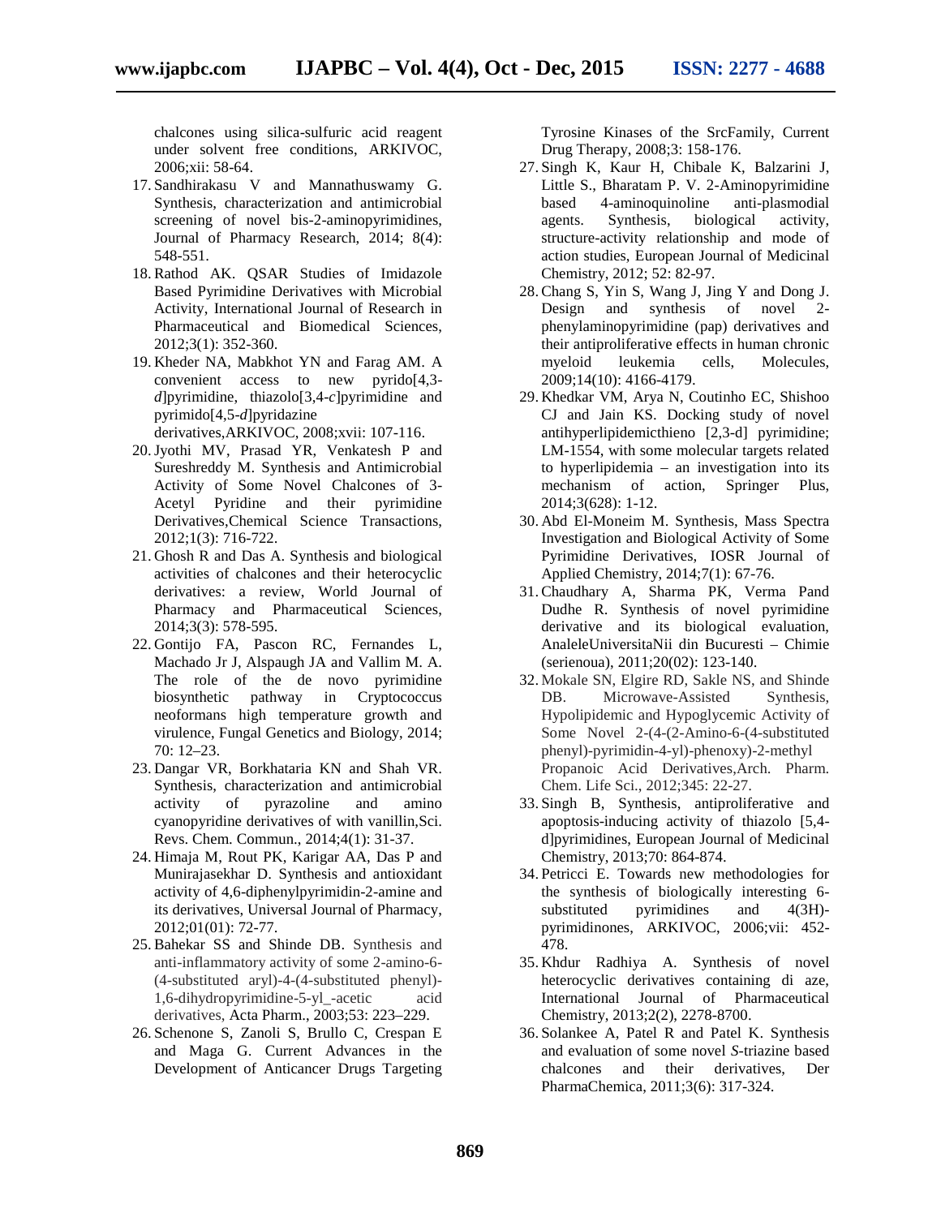chalcones using silica-sulfuric acid reagent under solvent free conditions, ARKIVOC, 2006;xii: 58-64.

17. Sandhirakasu V and Mannathuswamy G. Synthesis, characterization and antimicrobial screening of novel bis-2-aminopyrimidines, Journal of Pharmacy Research, 2014; 8(4): 548-551.
18. Rathod AK. QSAR Studies of Imidazole Based Pyrimidine Derivatives with Microbial Activity, International Journal of Research in Pharmaceutical and Biomedical Sciences, 2012;3(1): 352-360.
19. Kheder NA, Mabkhot YN and Farag AM. A convenient access to new pyrido[4,3-*d*]pyrimidine, thiazolo[3,4-*c*]pyrimidine and pyrimido[4,5-*d*]pyridazine derivatives,ARKIVOC, 2008;xvii: 107-116.
20. Jyothi MV, Prasad YR, Venkatesh P and Sureshreddy M. Synthesis and Antimicrobial Activity of Some Novel Chalcones of 3-Acetyl Pyridine and their pyrimidine Derivatives,Chemical Science Transactions, 2012;1(3): 716-722.
21. Ghosh R and Das A. Synthesis and biological activities of chalcones and their heterocyclic derivatives: a review, World Journal of Pharmacy and Pharmaceutical Sciences, 2014;3(3): 578-595.
22. Gontijo FA, Pascon RC, Fernandes L, Machado Jr J, Alspaugh JA and Vallim M. A. The role of the de novo pyrimidine biosynthetic pathway in Cryptococcus neoformans high temperature growth and virulence, Fungal Genetics and Biology, 2014; 70: 12–23.
23. Dangar VR, Borkhataria KN and Shah VR. Synthesis, characterization and antimicrobial activity of pyrazoline and amino cyanopyridine derivatives of with vanillin,Sci. Revs. Chem. Commun., 2014;4(1): 31-37.
24. Himaja M, Rout PK, Karigar AA, Das P and Munirajasekhar D. Synthesis and antioxidant activity of 4,6-diphenylpyrimidin-2-amine and its derivatives, Universal Journal of Pharmacy, 2012;01(01): 72-77.
25. Bahekar SS and Shinde DB. Synthesis and anti-inflammatory activity of some 2-amino-6-(4-substituted aryl)-4-(4-substituted phenyl)-1,6-dihydropyrimidine-5-yl_-acetic acid derivatives, Acta Pharm., 2003;53: 223–229.
26. Schenone S, Zanoli S, Brullo C, Crespan E and Maga G. Current Advances in the Development of Anticancer Drugs Targeting Tyrosine Kinases of the SrcFamily, Current Drug Therapy, 2008;3: 158-176.
27. Singh K, Kaur H, Chibale K, Balzarini J, Little S., Bharatam P. V. 2-Aminopyrimidine based 4-aminoquinoline anti-plasmodial agents. Synthesis, biological activity, structure-activity relationship and mode of action studies, European Journal of Medicinal Chemistry, 2012; 52: 82-97.
28. Chang S, Yin S, Wang J, Jing Y and Dong J. Design and synthesis of novel 2-phenylaminopyrimidine (pap) derivatives and their antiproliferative effects in human chronic myeloid leukemia cells, Molecules, 2009;14(10): 4166-4179.
29. Khedkar VM, Arya N, Coutinho EC, Shishoo CJ and Jain KS. Docking study of novel antihyperlipidemicthieno [2,3-d] pyrimidine; LM-1554, with some molecular targets related to hyperlipidemia – an investigation into its mechanism of action, Springer Plus, 2014;3(628): 1-12.
30. Abd El-Moneim M. Synthesis, Mass Spectra Investigation and Biological Activity of Some Pyrimidine Derivatives, IOSR Journal of Applied Chemistry, 2014;7(1): 67-76.
31. Chaudhary A, Sharma PK, Verma Pand Dudhe R. Synthesis of novel pyrimidine derivative and its biological evaluation, AnaleleUniversitaNii din Bucuresti – Chimie (serienoua), 2011;20(02): 123-140.
32. Mokale SN, Elgire RD, Sakle NS, and Shinde DB. Microwave-Assisted Synthesis, Hypolipidemic and Hypoglycemic Activity of Some Novel 2-(4-(2-Amino-6-(4-substituted phenyl)-pyrimidin-4-yl)-phenoxy)-2-methyl Propanoic Acid Derivatives,Arch. Pharm. Chem. Life Sci., 2012;345: 22-27.
33. Singh B, Synthesis, antiproliferative and apoptosis-inducing activity of thiazolo [5,4-d]pyrimidines, European Journal of Medicinal Chemistry, 2013;70: 864-874.
34. Petricci E. Towards new methodologies for the synthesis of biologically interesting 6-substituted pyrimidines and 4(3H)-pyrimidinones, ARKIVOC, 2006;vii: 452-478.
35. Khdur Radhiya A. Synthesis of novel heterocyclic derivatives containing di aze, International Journal of Pharmaceutical Chemistry, 2013;2(2), 2278-8700.
36. Solankee A, Patel R and Patel K. Synthesis and evaluation of some novel *S*-triazine based chalcones and their derivatives, Der PharmaChemica, 2011;3(6): 317-324.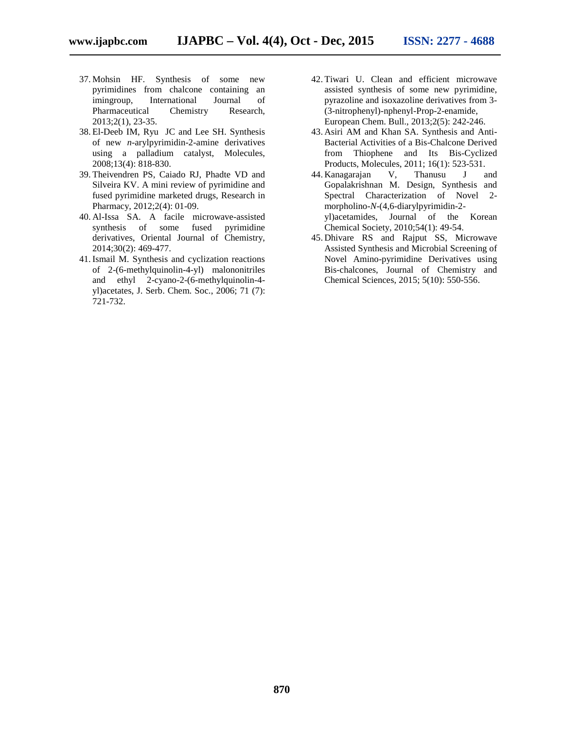37. Mohsin HF. Synthesis of some new pyrimidines from chalcone containing an imingroup, International Journal of Pharmaceutical Chemistry Research, 2013;2(1), 23-35.
38. El-Deeb IM, Ryu JC and Lee SH. Synthesis of new *n*-arylpyrimidin-2-amine derivatives using a palladium catalyst, Molecules, 2008;13(4): 818-830.
39. Theivendren PS, Caiado RJ, Phadte VD and Silveira KV. A mini review of pyrimidine and fused pyrimidine marketed drugs, Research in Pharmacy, 2012;2(4): 01-09.
40. Al-Issa SA. A facile microwave-assisted synthesis of some fused pyrimidine derivatives, Oriental Journal of Chemistry, 2014;30(2): 469-477.
41. Ismail M. Synthesis and cyclization reactions of 2-(6-methylquinolin-4-yl) malononitriles and ethyl 2-cyano-2-(6-methylquinolin-4-yl)acetates, J. Serb. Chem. Soc., 2006; 71 (7): 721-732.
42. Tiwari U. Clean and efficient microwave assisted synthesis of some new pyrimidine, pyrazoline and isoxazoline derivatives from 3-(3-nitrophenyl)-nphenyl-Prop-2-enamide, European Chem. Bull., 2013;2(5): 242-246.
43. Asiri AM and Khan SA. Synthesis and Anti-Bacterial Activities of a Bis-Chalcone Derived from Thiophene and Its Bis-Cyclized Products, Molecules, 2011; 16(1): 523-531.
44. Kanagarajan V, Thanusu J and Gopalakrishnan M. Design, Synthesis and Spectral Characterization of Novel 2-morpholino-*N*-(4,6-diarylpyrimidin-2-yl)acetamides, Journal of the Korean Chemical Society, 2010;54(1): 49-54.
45. Dhivare RS and Rajput SS, Microwave Assisted Synthesis and Microbial Screening of Novel Amino-pyrimidine Derivatives using Bis-chalcones, Journal of Chemistry and Chemical Sciences, 2015; 5(10): 550-556.